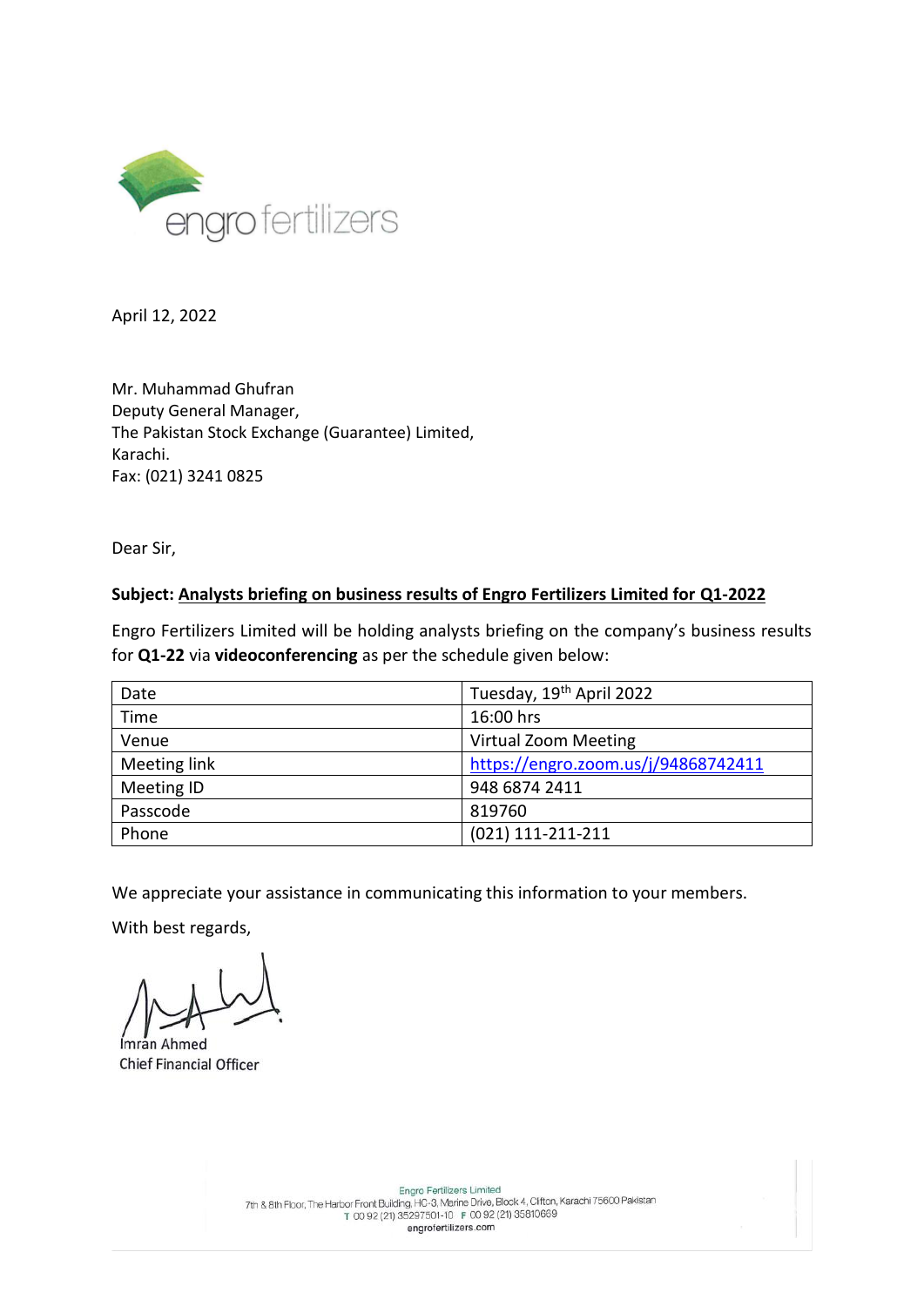engro fertilizers

April 12, 2022

Mr. Muhammad Ghufran
Deputy General Manager,
The Pakistan Stock Exchange (Guarantee) Limited,
Karachi.
Fax: (021) 3241 0825

Dear Sir,

**Subject: Analysts briefing on business results of Engro Fertilizers Limited for Q1-2022**

Engro Fertilizers Limited will be holding analysts briefing on the company's business results for **Q1-22** via **videoconferencing** as per the schedule given below:

| Date | Tuesday, 19th April 2022 |
|---|---|
| Time | 16:00 hrs |
| Venue | Virtual Zoom Meeting |
| Meeting link | https://engro.zoom.us/j/94868742411 |
| Meeting ID | 948 6874 2411 |
| Passcode | 819760 |
| Phone | (021) 111-211-211 |

We appreciate your assistance in communicating this information to your members.

With best regards,

Imran Ahmed
Chief Financial Officer

Engro Fertilizers Limited
7th & 8th Floor, The Harbor Front Building, HC-3, Marine Drive, Block 4, Clifton, Karachi 75600 Pakistan
T 00 92 (21) 35297501-10 F 00 92 (21) 35810669
engrofertilizers.com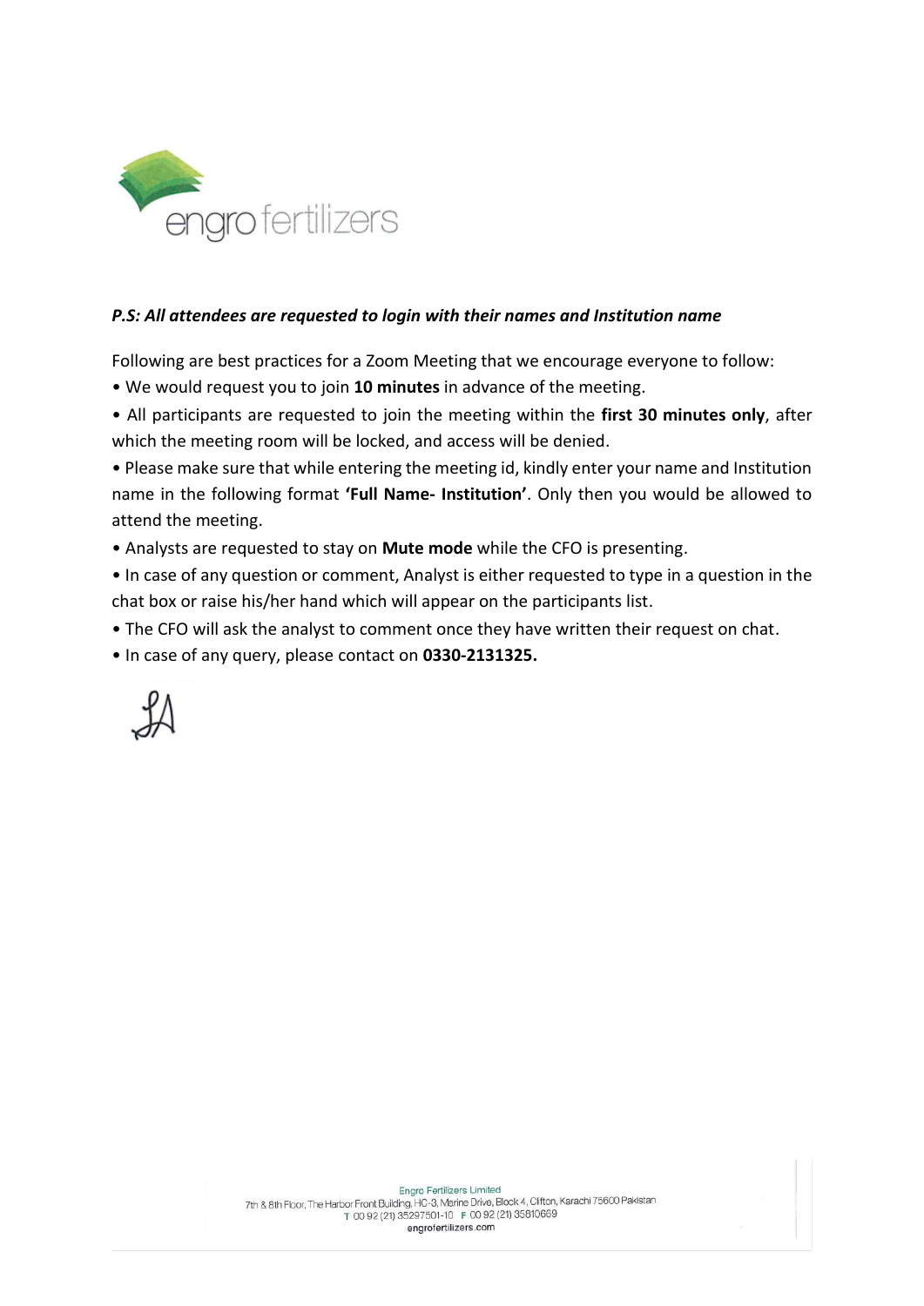***P.S: All attendees are requested to login with their names and Institution name***

Following are best practices for a Zoom Meeting that we encourage everyone to follow:

- We would request you to join **10 minutes** in advance of the meeting.
- All participants are requested to join the meeting within the **first 30 minutes only**, after which the meeting room will be locked, and access will be denied.
- Please make sure that while entering the meeting id, kindly enter your name and Institution name in the following format **'Full Name- Institution'**. Only then you would be allowed to attend the meeting.
- Analysts are requested to stay on **Mute mode** while the CFO is presenting.
- In case of any question or comment, Analyst is either requested to type in a question in the chat box or raise his/her hand which will appear on the participants list.
- The CFO will ask the analyst to comment once they have written their request on chat.
- In case of any query, please contact on **0330-2131325.**